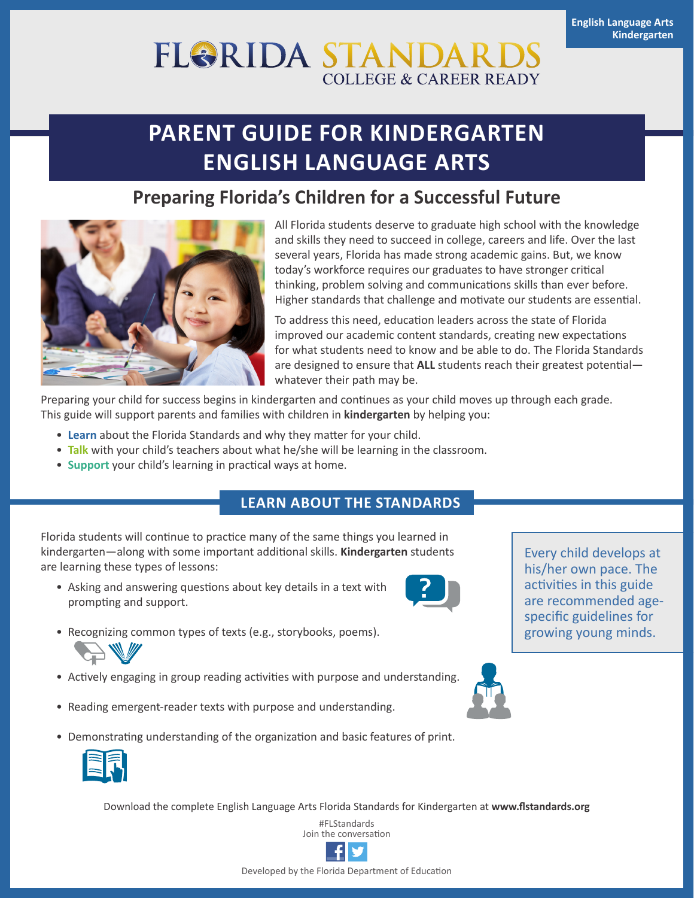English Language Arts
Kindergarten

FLORIDA STANDARDS
COLLEGE & CAREER READY

# PARENT GUIDE FOR KINDERGARTEN ENGLISH LANGUAGE ARTS

## Preparing Florida's Children for a Successful Future

All Florida students deserve to graduate high school with the knowledge and skills they need to succeed in college, careers and life. Over the last several years, Florida has made strong academic gains. But, we know today's workforce requires our graduates to have stronger critical thinking, problem solving and communications skills than ever before. Higher standards that challenge and motivate our students are essential.

To address this need, education leaders across the state of Florida improved our academic content standards, creating new expectations for what students need to know and be able to do. The Florida Standards are designed to ensure that **ALL** students reach their greatest potential—whatever their path may be.

Preparing your child for success begins in kindergarten and continues as your child moves up through each grade. This guide will support parents and families with children in **kindergarten** by helping you:

- **Learn** about the Florida Standards and why they matter for your child.
- **Talk** with your child's teachers about what he/she will be learning in the classroom.
- **Support** your child's learning in practical ways at home.

## LEARN ABOUT THE STANDARDS

Florida students will continue to practice many of the same things you learned in kindergarten—along with some important additional skills. **Kindergarten** students are learning these types of lessons:

- Asking and answering questions about key details in a text with prompting and support.
- Recognizing common types of texts (e.g., storybooks, poems).
- Actively engaging in group reading activities with purpose and understanding.
- Reading emergent-reader texts with purpose and understanding.
- Demonstrating understanding of the organization and basic features of print.

Every child develops at his/her own pace. The activities in this guide are recommended age-specific guidelines for growing young minds.

Download the complete English Language Arts Florida Standards for Kindergarten at **www.flstandards.org**

#FLStandards
Join the conversation

Developed by the Florida Department of Education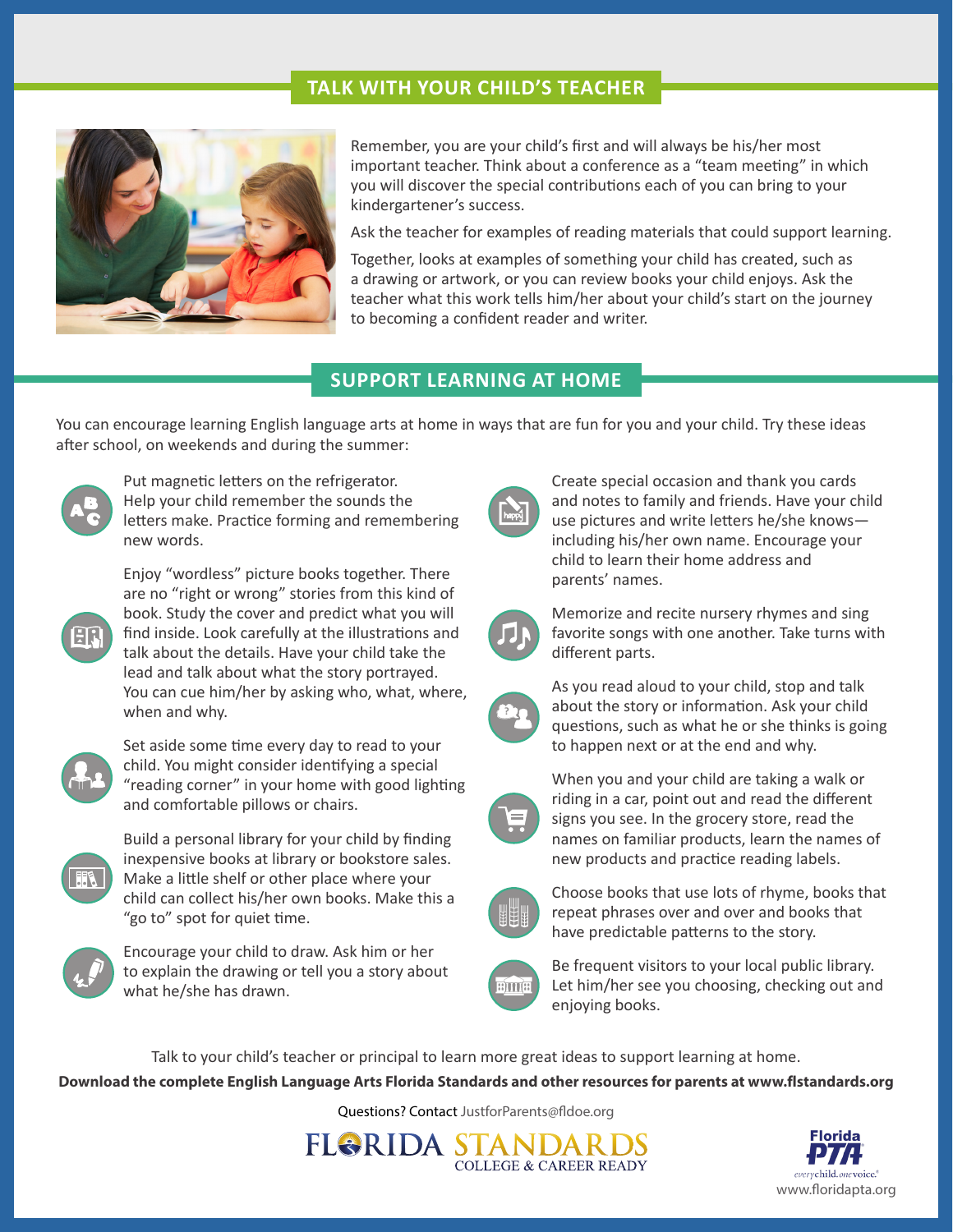## TALK WITH YOUR CHILD'S TEACHER

Remember, you are your child's first and will always be his/her most important teacher. Think about a conference as a "team meeting" in which you will discover the special contributions each of you can bring to your kindergartener's success.

Ask the teacher for examples of reading materials that could support learning.

Together, looks at examples of something your child has created, such as a drawing or artwork, or you can review books your child enjoys. Ask the teacher what this work tells him/her about your child's start on the journey to becoming a confident reader and writer.

## SUPPORT LEARNING AT HOME

You can encourage learning English language arts at home in ways that are fun for you and your child. Try these ideas after school, on weekends and during the summer:

- Put magnetic letters on the refrigerator. Help your child remember the sounds the letters make. Practice forming and remembering new words.
- Enjoy "wordless" picture books together. There are no "right or wrong" stories from this kind of book. Study the cover and predict what you will find inside. Look carefully at the illustrations and talk about the details. Have your child take the lead and talk about what the story portrayed. You can cue him/her by asking who, what, where, when and why.
- Set aside some time every day to read to your child. You might consider identifying a special "reading corner" in your home with good lighting and comfortable pillows or chairs.
- Build a personal library for your child by finding inexpensive books at library or bookstore sales. Make a little shelf or other place where your child can collect his/her own books. Make this a "go to" spot for quiet time.
- Encourage your child to draw. Ask him or her to explain the drawing or tell you a story about what he/she has drawn.
- Create special occasion and thank you cards and notes to family and friends. Have your child use pictures and write letters he/she knows—including his/her own name. Encourage your child to learn their home address and parents' names.
- Memorize and recite nursery rhymes and sing favorite songs with one another. Take turns with different parts.
- As you read aloud to your child, stop and talk about the story or information. Ask your child questions, such as what he or she thinks is going to happen next or at the end and why.
- When you and your child are taking a walk or riding in a car, point out and read the different signs you see. In the grocery store, read the names on familiar products, learn the names of new products and practice reading labels.
- Choose books that use lots of rhyme, books that repeat phrases over and over and books that have predictable patterns to the story.
- Be frequent visitors to your local public library. Let him/her see you choosing, checking out and enjoying books.

Talk to your child's teacher or principal to learn more great ideas to support learning at home.

**Download the complete English Language Arts Florida Standards and other resources for parents at www.flstandards.org**

Questions? Contact JustforParents@fldoe.org

FLORIDA STANDARDS
COLLEGE & CAREER READY

Florida PTA
every child. one voice.
www.floridapta.org